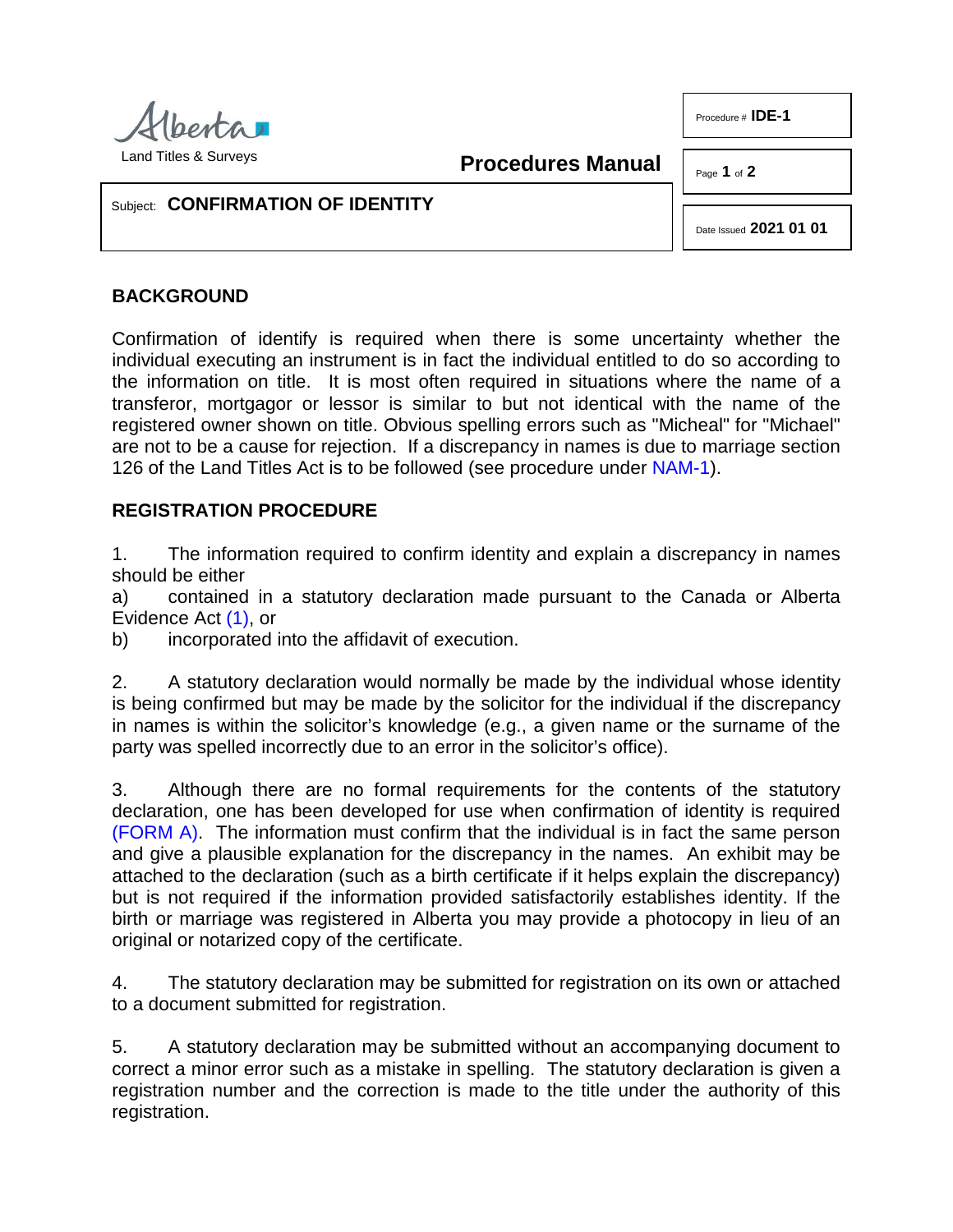Alberta Land Titles & Surveys

**Procedures Manual**

Procedure # **IDE-1**

Subject: **CONFIRMATION OF IDENTITY**

Date Issued **2021 01 01**

## BACKGROUND

Confirmation of identify is required when there is some uncertainty whether the individual executing an instrument is in fact the individual entitled to do so according to the information on title. It is most often required in situations where the name of a transferor, mortgagor or lessor is similar to but not identical with the name of the registered owner shown on title. Obvious spelling errors such as "Micheal" for "Michael" are not to be a cause for rejection. If a discrepancy in names is due to marriage section 126 of the Land Titles Act is to be followed (see procedure under NAM-1).

## REGISTRATION PROCEDURE

1. The information required to confirm identity and explain a discrepancy in names should be either

a) contained in a statutory declaration made pursuant to the Canada or Alberta Evidence Act (1), or

b) incorporated into the affidavit of execution.

2. A statutory declaration would normally be made by the individual whose identity is being confirmed but may be made by the solicitor for the individual if the discrepancy in names is within the solicitor's knowledge (e.g., a given name or the surname of the party was spelled incorrectly due to an error in the solicitor's office).

3. Although there are no formal requirements for the contents of the statutory declaration, one has been developed for use when confirmation of identity is required (FORM A). The information must confirm that the individual is in fact the same person and give a plausible explanation for the discrepancy in the names. An exhibit may be attached to the declaration (such as a birth certificate if it helps explain the discrepancy) but is not required if the information provided satisfactorily establishes identity. If the birth or marriage was registered in Alberta you may provide a photocopy in lieu of an original or notarized copy of the certificate.

4. The statutory declaration may be submitted for registration on its own or attached to a document submitted for registration.

5. A statutory declaration may be submitted without an accompanying document to correct a minor error such as a mistake in spelling. The statutory declaration is given a registration number and the correction is made to the title under the authority of this registration.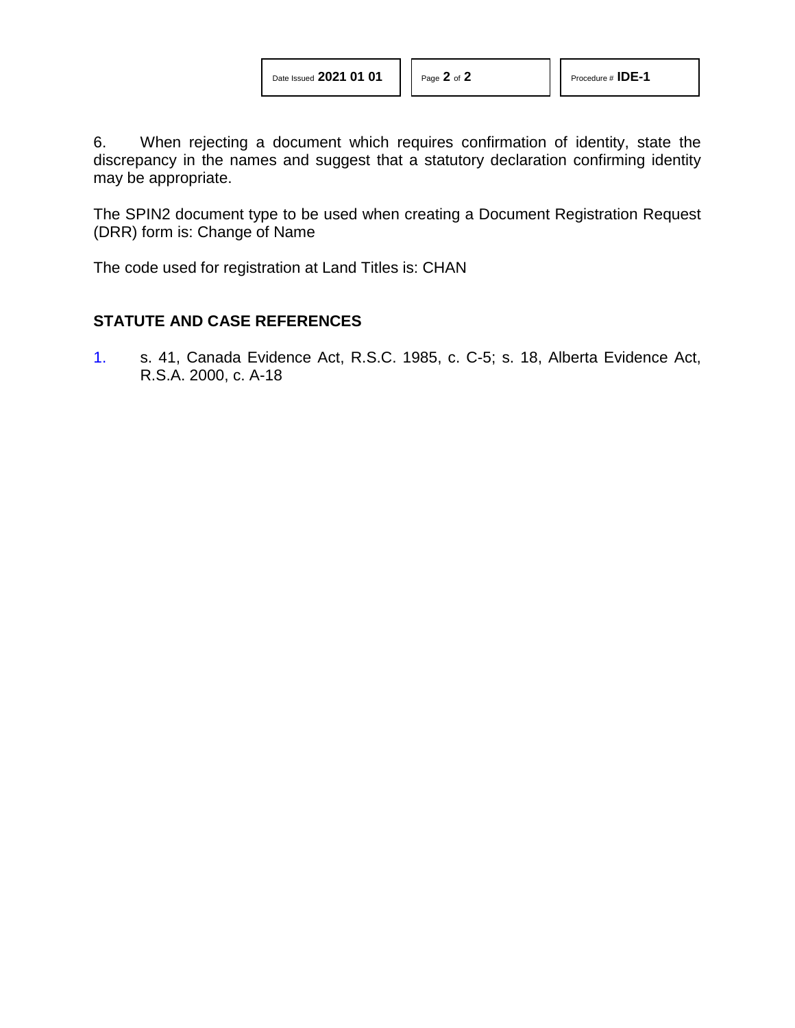6. When rejecting a document which requires confirmation of identity, state the discrepancy in the names and suggest that a statutory declaration confirming identity may be appropriate.

The SPIN2 document type to be used when creating a Document Registration Request (DRR) form is: Change of Name

The code used for registration at Land Titles is: CHAN

## STATUTE AND CASE REFERENCES

1. s. 41, Canada Evidence Act, R.S.C. 1985, c. C-5; s. 18, Alberta Evidence Act, R.S.A. 2000, c. A-18